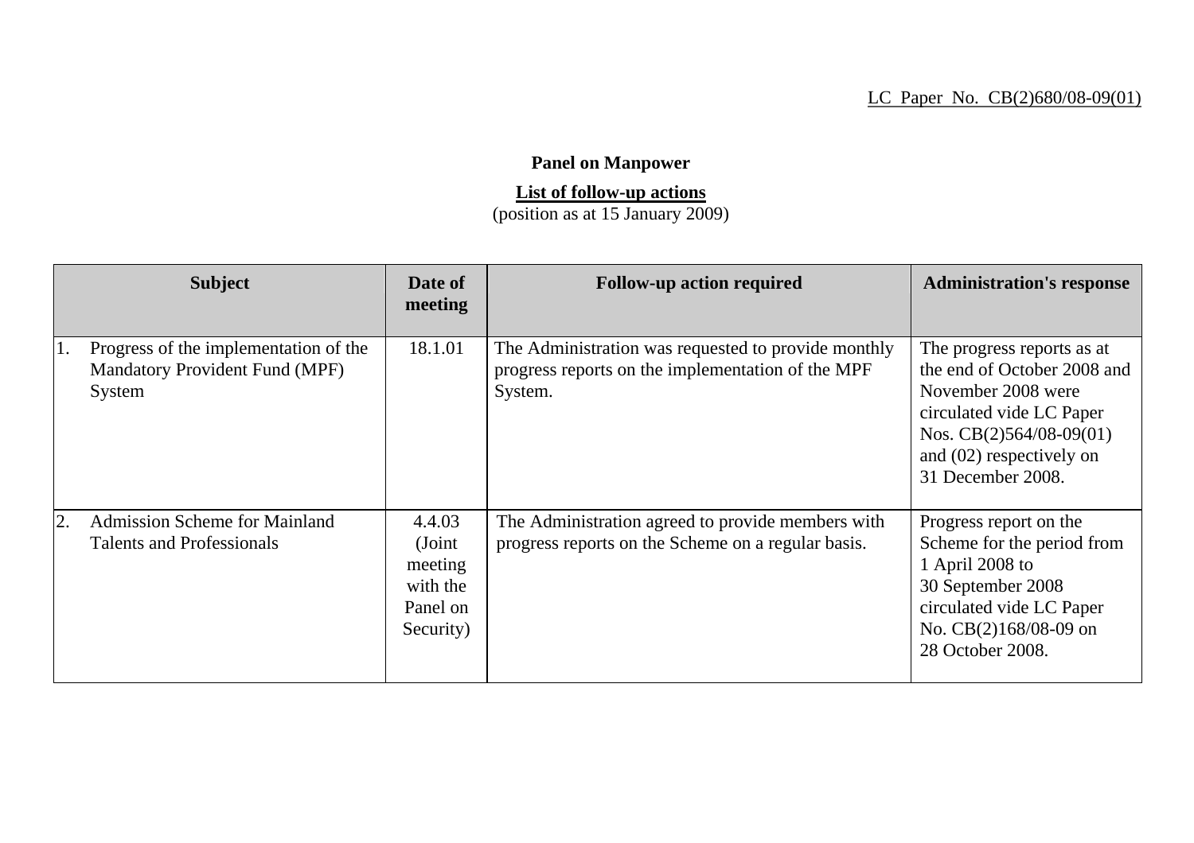LC Paper No. CB(2)680/08-09(01)

**Panel on Manpower**

**List of follow-up actions**
(position as at 15 January 2009)

| Subject | Date of meeting | Follow-up action required | Administration's response |
|---|---|---|---|
| 1. Progress of the implementation of the Mandatory Provident Fund (MPF) System | 18.1.01 | The Administration was requested to provide monthly progress reports on the implementation of the MPF System. | The progress reports as at the end of October 2008 and November 2008 were circulated vide LC Paper Nos. CB(2)564/08-09(01) and (02) respectively on 31 December 2008. |
| 2. Admission Scheme for Mainland Talents and Professionals | 4.4.03 (Joint meeting with the Panel on Security) | The Administration agreed to provide members with progress reports on the Scheme on a regular basis. | Progress report on the Scheme for the period from 1 April 2008 to 30 September 2008 circulated vide LC Paper No. CB(2)168/08-09 on 28 October 2008. |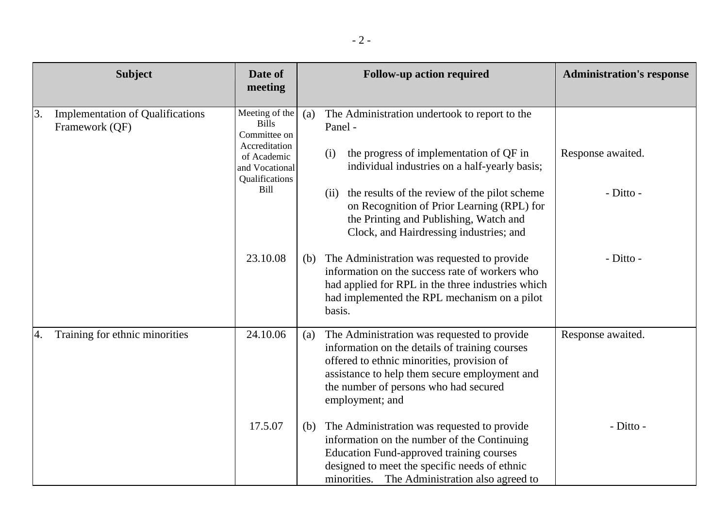| Subject | Date of meeting | Follow-up action required | Administration's response |
|---|---|---|---|
| 3. Implementation of Qualifications Framework (QF) | Meeting of the Bills Committee on Accreditation of Academic and Vocational Qualifications Bill | (a) The Administration undertook to report to the Panel - | |
| | | (i) the progress of implementation of QF in individual industries on a half-yearly basis; | Response awaited. |
| | | (ii) the results of the review of the pilot scheme on Recognition of Prior Learning (RPL) for the Printing and Publishing, Watch and Clock, and Hairdressing industries; and | - Ditto - |
| | 23.10.08 | (b) The Administration was requested to provide information on the success rate of workers who had applied for RPL in the three industries which had implemented the RPL mechanism on a pilot basis. | - Ditto - |
| 4. Training for ethnic minorities | 24.10.06 | (a) The Administration was requested to provide information on the details of training courses offered to ethnic minorities, provision of assistance to help them secure employment and the number of persons who had secured employment; and | Response awaited. |
| | 17.5.07 | (b) The Administration was requested to provide information on the number of the Continuing Education Fund-approved training courses designed to meet the specific needs of ethnic minorities. The Administration also agreed to | - Ditto - |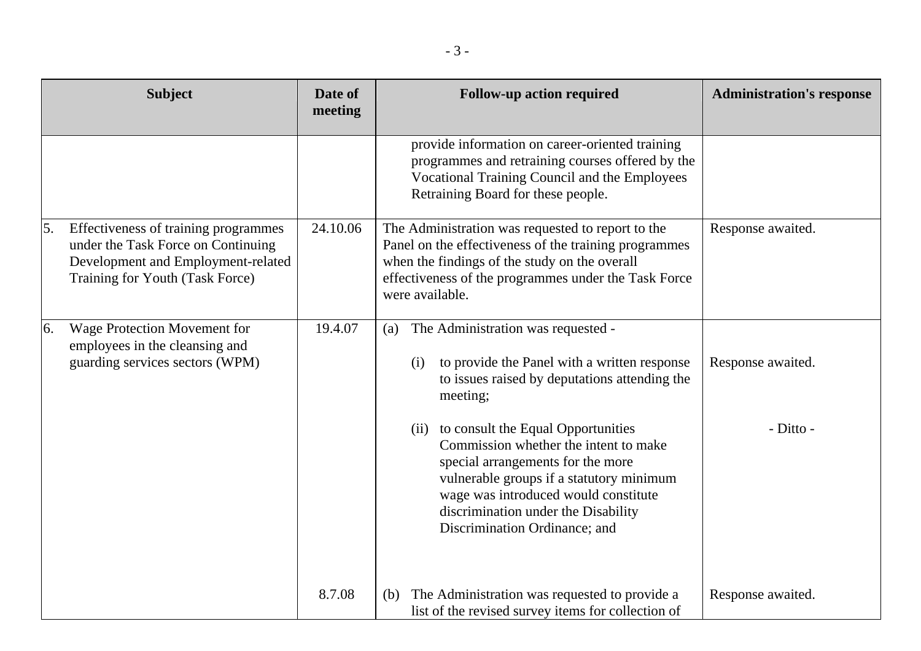| Subject | Date of meeting | Follow-up action required | Administration's response |
|---|---|---|---|
| | | provide information on career-oriented training programmes and retraining courses offered by the Vocational Training Council and the Employees Retraining Board for these people. | |
| 5. Effectiveness of training programmes under the Task Force on Continuing Development and Employment-related Training for Youth (Task Force) | 24.10.06 | The Administration was requested to report to the Panel on the effectiveness of the training programmes when the findings of the study on the overall effectiveness of the programmes under the Task Force were available. | Response awaited. |
| 6. Wage Protection Movement for employees in the cleansing and guarding services sectors (WPM) | 19.4.07 | (a) The Administration was requested - | |
| | | (i) to provide the Panel with a written response to issues raised by deputations attending the meeting; | Response awaited. |
| | | (ii) to consult the Equal Opportunities Commission whether the intent to make special arrangements for the more vulnerable groups if a statutory minimum wage was introduced would constitute discrimination under the Disability Discrimination Ordinance; and | - Ditto - |
| | 8.7.08 | (b) The Administration was requested to provide a list of the revised survey items for collection of | Response awaited. |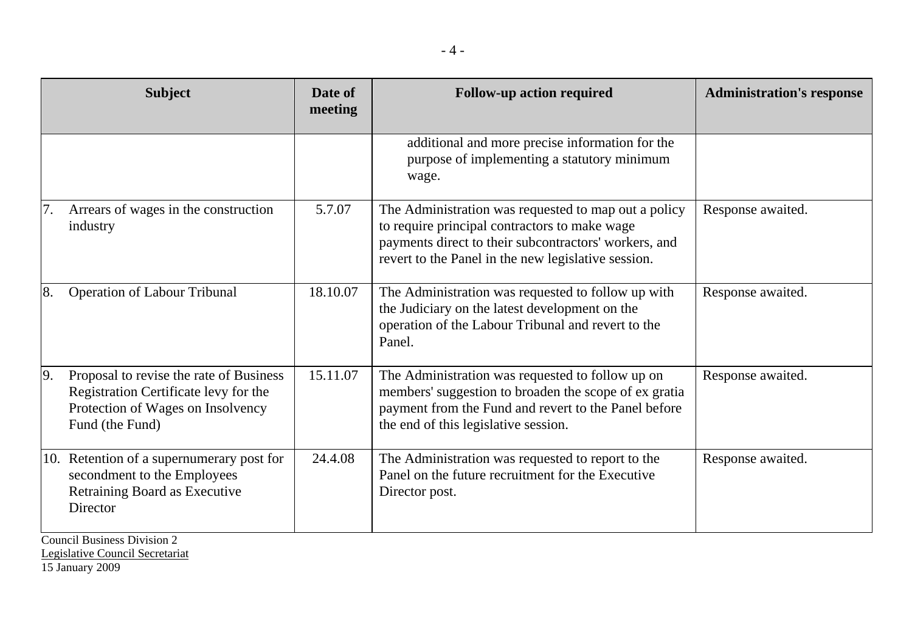| Subject | Date of meeting | Follow-up action required | Administration's response |
|---|---|---|---|
| | | additional and more precise information for the purpose of implementing a statutory minimum wage. | |
| 7. Arrears of wages in the construction industry | 5.7.07 | The Administration was requested to map out a policy to require principal contractors to make wage payments direct to their subcontractors' workers, and revert to the Panel in the new legislative session. | Response awaited. |
| 8. Operation of Labour Tribunal | 18.10.07 | The Administration was requested to follow up with the Judiciary on the latest development on the operation of the Labour Tribunal and revert to the Panel. | Response awaited. |
| 9. Proposal to revise the rate of Business Registration Certificate levy for the Protection of Wages on Insolvency Fund (the Fund) | 15.11.07 | The Administration was requested to follow up on members' suggestion to broaden the scope of ex gratia payment from the Fund and revert to the Panel before the end of this legislative session. | Response awaited. |
| 10. Retention of a supernumerary post for secondment to the Employees Retraining Board as Executive Director | 24.4.08 | The Administration was requested to report to the Panel on the future recruitment for the Executive Director post. | Response awaited. |

Council Business Division 2
Legislative Council Secretariat
15 January 2009